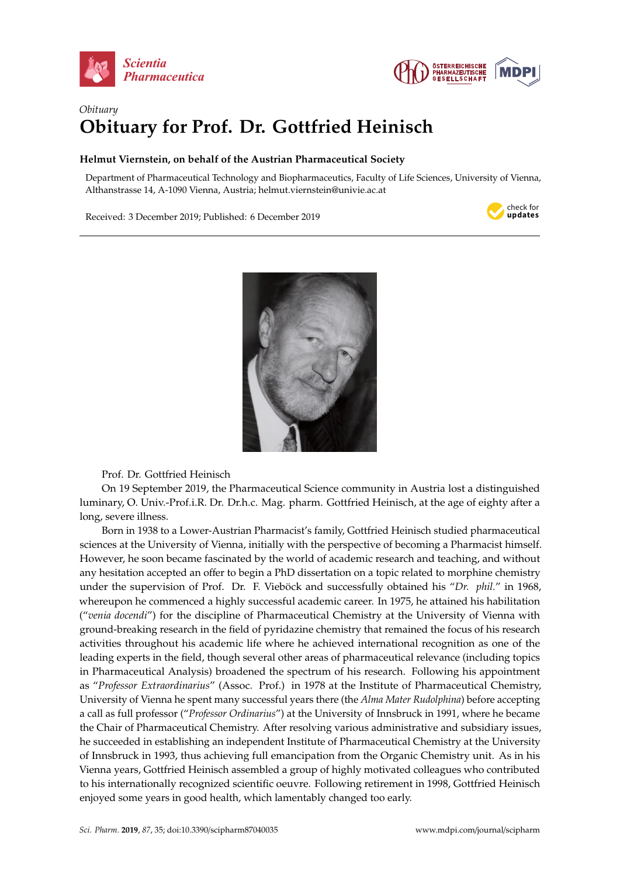*Obituary*

# Obituary for Prof. Dr. Gottfried Heinisch

**Helmut Viernstein, on behalf of the Austrian Pharmaceutical Society**

Department of Pharmaceutical Technology and Biopharmaceutics, Faculty of Life Sciences, University of Vienna, Althanstrasse 14, A-1090 Vienna, Austria; helmut.viernstein@univie.ac.at

Received: 3 December 2019; Published: 6 December 2019

Prof. Dr. Gottfried Heinisch

On 19 September 2019, the Pharmaceutical Science community in Austria lost a distinguished luminary, O. Univ.-Prof.i.R. Dr. Dr.h.c. Mag. pharm. Gottfried Heinisch, at the age of eighty after a long, severe illness.

Born in 1938 to a Lower-Austrian Pharmacist's family, Gottfried Heinisch studied pharmaceutical sciences at the University of Vienna, initially with the perspective of becoming a Pharmacist himself. However, he soon became fascinated by the world of academic research and teaching, and without any hesitation accepted an offer to begin a PhD dissertation on a topic related to morphine chemistry under the supervision of Prof. Dr. F. Vieböck and successfully obtained his "*Dr. phil.*" in 1968, whereupon he commenced a highly successful academic career. In 1975, he attained his habilitation ("*venia docendi*") for the discipline of Pharmaceutical Chemistry at the University of Vienna with ground-breaking research in the field of pyridazine chemistry that remained the focus of his research activities throughout his academic life where he achieved international recognition as one of the leading experts in the field, though several other areas of pharmaceutical relevance (including topics in Pharmaceutical Analysis) broadened the spectrum of his research. Following his appointment as "*Professor Extraordinarius*" (Assoc. Prof.) in 1978 at the Institute of Pharmaceutical Chemistry, University of Vienna he spent many successful years there (the *Alma Mater Rudolphina*) before accepting a call as full professor ("*Professor Ordinarius*") at the University of Innsbruck in 1991, where he became the Chair of Pharmaceutical Chemistry. After resolving various administrative and subsidiary issues, he succeeded in establishing an independent Institute of Pharmaceutical Chemistry at the University of Innsbruck in 1993, thus achieving full emancipation from the Organic Chemistry unit. As in his Vienna years, Gottfried Heinisch assembled a group of highly motivated colleagues who contributed to his internationally recognized scientific oeuvre. Following retirement in 1998, Gottfried Heinisch enjoyed some years in good health, which lamentably changed too early.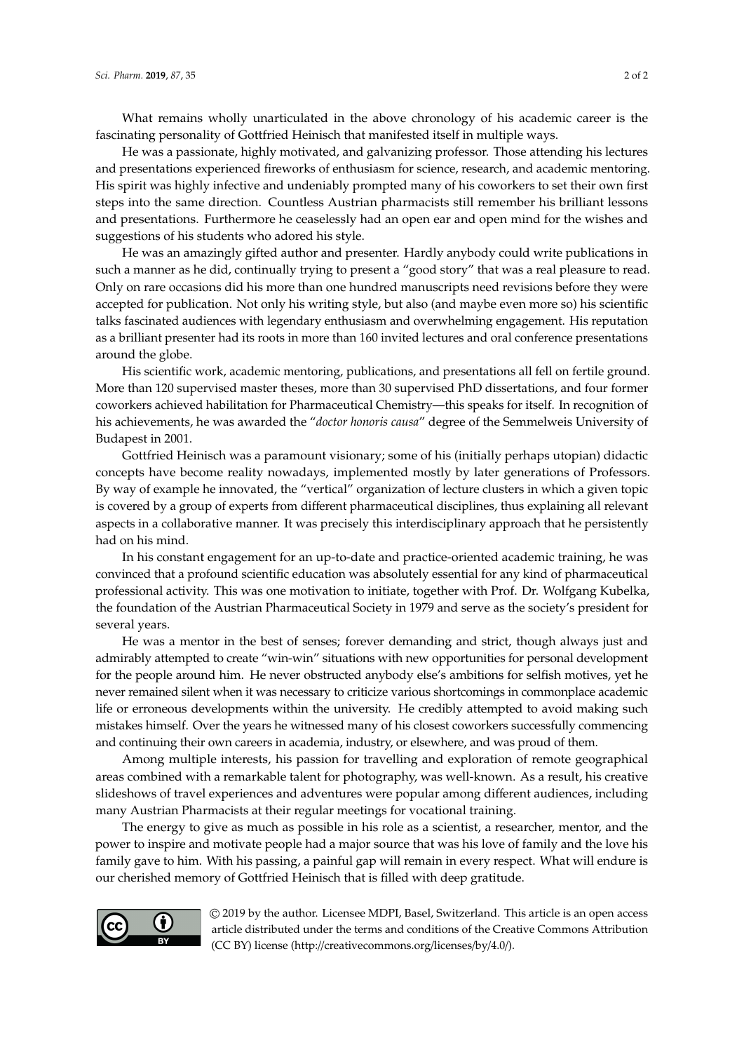What remains wholly unarticulated in the above chronology of his academic career is the fascinating personality of Gottfried Heinisch that manifested itself in multiple ways.

He was a passionate, highly motivated, and galvanizing professor. Those attending his lectures and presentations experienced fireworks of enthusiasm for science, research, and academic mentoring. His spirit was highly infective and undeniably prompted many of his coworkers to set their own first steps into the same direction. Countless Austrian pharmacists still remember his brilliant lessons and presentations. Furthermore he ceaselessly had an open ear and open mind for the wishes and suggestions of his students who adored his style.

He was an amazingly gifted author and presenter. Hardly anybody could write publications in such a manner as he did, continually trying to present a "good story" that was a real pleasure to read. Only on rare occasions did his more than one hundred manuscripts need revisions before they were accepted for publication. Not only his writing style, but also (and maybe even more so) his scientific talks fascinated audiences with legendary enthusiasm and overwhelming engagement. His reputation as a brilliant presenter had its roots in more than 160 invited lectures and oral conference presentations around the globe.

His scientific work, academic mentoring, publications, and presentations all fell on fertile ground. More than 120 supervised master theses, more than 30 supervised PhD dissertations, and four former coworkers achieved habilitation for Pharmaceutical Chemistry—this speaks for itself. In recognition of his achievements, he was awarded the "*doctor honoris causa*" degree of the Semmelweis University of Budapest in 2001.

Gottfried Heinisch was a paramount visionary; some of his (initially perhaps utopian) didactic concepts have become reality nowadays, implemented mostly by later generations of Professors. By way of example he innovated, the "vertical" organization of lecture clusters in which a given topic is covered by a group of experts from different pharmaceutical disciplines, thus explaining all relevant aspects in a collaborative manner. It was precisely this interdisciplinary approach that he persistently had on his mind.

In his constant engagement for an up-to-date and practice-oriented academic training, he was convinced that a profound scientific education was absolutely essential for any kind of pharmaceutical professional activity. This was one motivation to initiate, together with Prof. Dr. Wolfgang Kubelka, the foundation of the Austrian Pharmaceutical Society in 1979 and serve as the society's president for several years.

He was a mentor in the best of senses; forever demanding and strict, though always just and admirably attempted to create "win-win" situations with new opportunities for personal development for the people around him. He never obstructed anybody else's ambitions for selfish motives, yet he never remained silent when it was necessary to criticize various shortcomings in commonplace academic life or erroneous developments within the university. He credibly attempted to avoid making such mistakes himself. Over the years he witnessed many of his closest coworkers successfully commencing and continuing their own careers in academia, industry, or elsewhere, and was proud of them.

Among multiple interests, his passion for travelling and exploration of remote geographical areas combined with a remarkable talent for photography, was well-known. As a result, his creative slideshows of travel experiences and adventures were popular among different audiences, including many Austrian Pharmacists at their regular meetings for vocational training.

The energy to give as much as possible in his role as a scientist, a researcher, mentor, and the power to inspire and motivate people had a major source that was his love of family and the love his family gave to him. With his passing, a painful gap will remain in every respect. What will endure is our cherished memory of Gottfried Heinisch that is filled with deep gratitude.

© 2019 by the author. Licensee MDPI, Basel, Switzerland. This article is an open access article distributed under the terms and conditions of the Creative Commons Attribution (CC BY) license (http://creativecommons.org/licenses/by/4.0/).